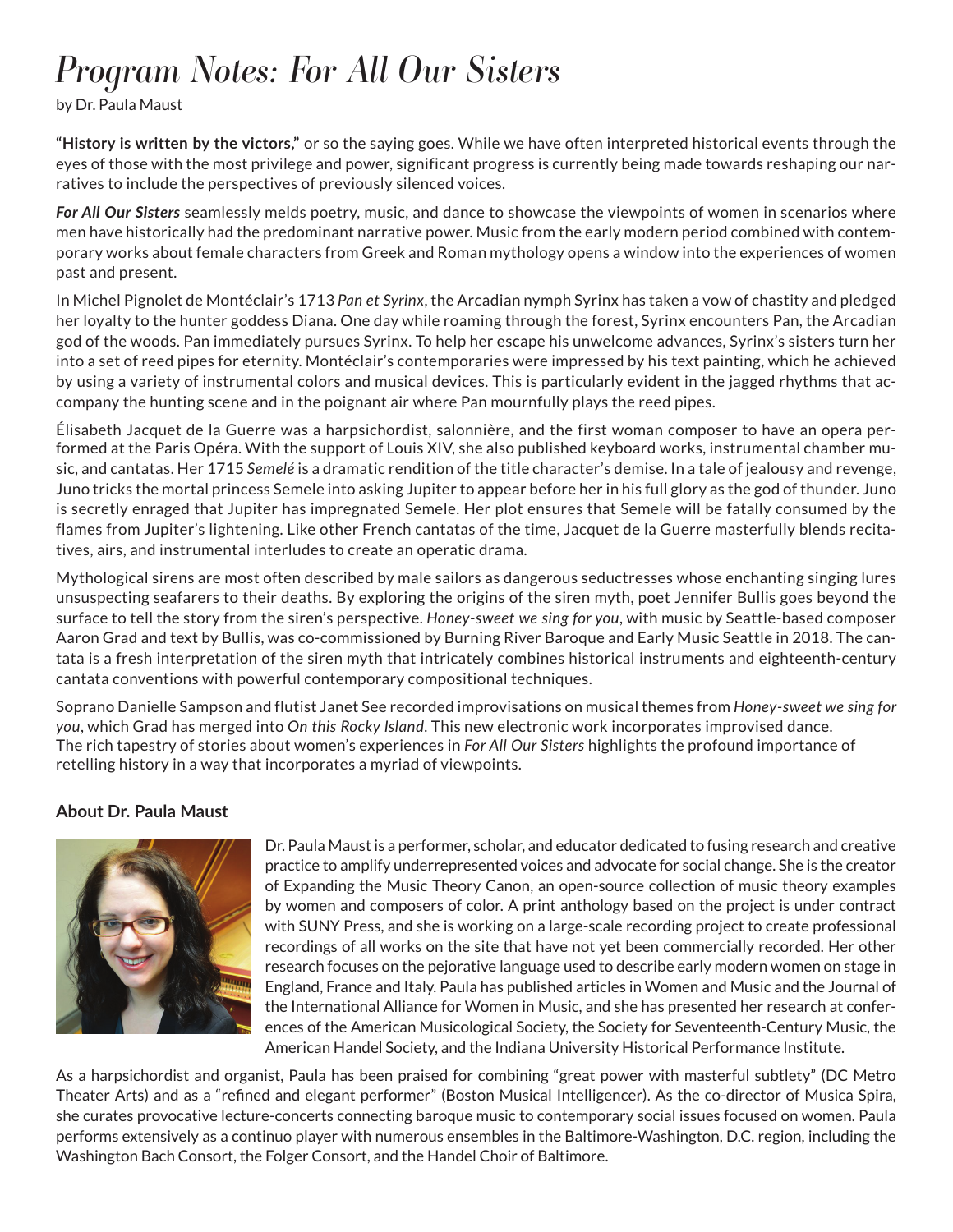# Program Notes: For All Our Sisters

by Dr. Paula Maust

**"History is written by the victors,"** or so the saying goes. While we have often interpreted historical events through the eyes of those with the most privilege and power, significant progress is currently being made towards reshaping our narratives to include the perspectives of previously silenced voices.

***For All Our Sisters*** seamlessly melds poetry, music, and dance to showcase the viewpoints of women in scenarios where men have historically had the predominant narrative power. Music from the early modern period combined with contemporary works about female characters from Greek and Roman mythology opens a window into the experiences of women past and present.

In Michel Pignolet de Montéclair's 1713 *Pan et Syrinx*, the Arcadian nymph Syrinx has taken a vow of chastity and pledged her loyalty to the hunter goddess Diana. One day while roaming through the forest, Syrinx encounters Pan, the Arcadian god of the woods. Pan immediately pursues Syrinx. To help her escape his unwelcome advances, Syrinx's sisters turn her into a set of reed pipes for eternity. Montéclair's contemporaries were impressed by his text painting, which he achieved by using a variety of instrumental colors and musical devices. This is particularly evident in the jagged rhythms that accompany the hunting scene and in the poignant air where Pan mournfully plays the reed pipes.

Élisabeth Jacquet de la Guerre was a harpsichordist, salonnière, and the first woman composer to have an opera performed at the Paris Opéra. With the support of Louis XIV, she also published keyboard works, instrumental chamber music, and cantatas. Her 1715 *Semelé* is a dramatic rendition of the title character's demise. In a tale of jealousy and revenge, Juno tricks the mortal princess Semele into asking Jupiter to appear before her in his full glory as the god of thunder. Juno is secretly enraged that Jupiter has impregnated Semele. Her plot ensures that Semele will be fatally consumed by the flames from Jupiter's lightening. Like other French cantatas of the time, Jacquet de la Guerre masterfully blends recitatives, airs, and instrumental interludes to create an operatic drama.

Mythological sirens are most often described by male sailors as dangerous seductresses whose enchanting singing lures unsuspecting seafarers to their deaths. By exploring the origins of the siren myth, poet Jennifer Bullis goes beyond the surface to tell the story from the siren's perspective. *Honey-sweet we sing for you*, with music by Seattle-based composer Aaron Grad and text by Bullis, was co-commissioned by Burning River Baroque and Early Music Seattle in 2018. The cantata is a fresh interpretation of the siren myth that intricately combines historical instruments and eighteenth-century cantata conventions with powerful contemporary compositional techniques.

Soprano Danielle Sampson and flutist Janet See recorded improvisations on musical themes from *Honey-sweet we sing for you*, which Grad has merged into *On this Rocky Island*. This new electronic work incorporates improvised dance. The rich tapestry of stories about women's experiences in *For All Our Sisters* highlights the profound importance of retelling history in a way that incorporates a myriad of viewpoints.

### About Dr. Paula Maust

Dr. Paula Maust is a performer, scholar, and educator dedicated to fusing research and creative practice to amplify underrepresented voices and advocate for social change. She is the creator of Expanding the Music Theory Canon, an open-source collection of music theory examples by women and composers of color. A print anthology based on the project is under contract with SUNY Press, and she is working on a large-scale recording project to create professional recordings of all works on the site that have not yet been commercially recorded. Her other research focuses on the pejorative language used to describe early modern women on stage in England, France and Italy. Paula has published articles in Women and Music and the Journal of the International Alliance for Women in Music, and she has presented her research at conferences of the American Musicological Society, the Society for Seventeenth-Century Music, the American Handel Society, and the Indiana University Historical Performance Institute.

As a harpsichordist and organist, Paula has been praised for combining "great power with masterful subtlety" (DC Metro Theater Arts) and as a "refined and elegant performer" (Boston Musical Intelligencer). As the co-director of Musica Spira, she curates provocative lecture-concerts connecting baroque music to contemporary social issues focused on women. Paula performs extensively as a continuo player with numerous ensembles in the Baltimore-Washington, D.C. region, including the Washington Bach Consort, the Folger Consort, and the Handel Choir of Baltimore.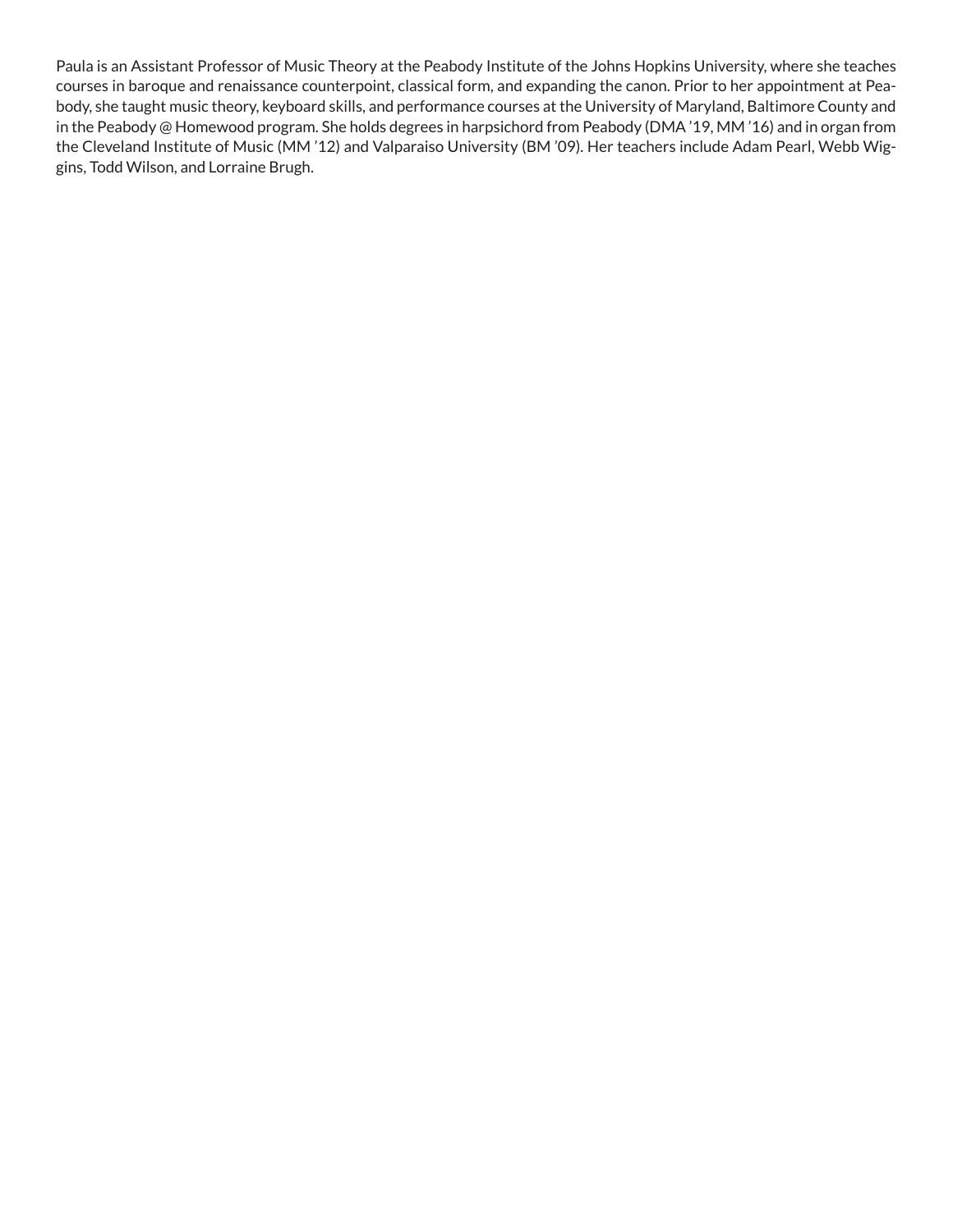Paula is an Assistant Professor of Music Theory at the Peabody Institute of the Johns Hopkins University, where she teaches courses in baroque and renaissance counterpoint, classical form, and expanding the canon. Prior to her appointment at Peabody, she taught music theory, keyboard skills, and performance courses at the University of Maryland, Baltimore County and in the Peabody @ Homewood program. She holds degrees in harpsichord from Peabody (DMA '19, MM '16) and in organ from the Cleveland Institute of Music (MM '12) and Valparaiso University (BM '09). Her teachers include Adam Pearl, Webb Wiggins, Todd Wilson, and Lorraine Brugh.